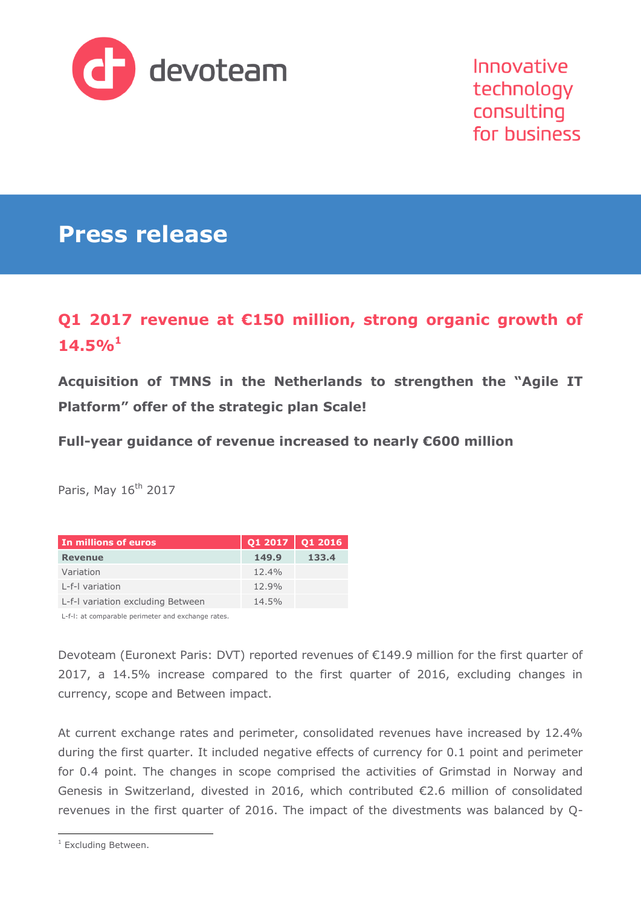devoteam

Innovative technology consulting for business

# Press release

## Q1 2017 revenue at €150 million, strong organic growth of 14.5%[1]

**Acquisition of TMNS in the Netherlands to strengthen the "Agile IT Platform" offer of the strategic plan Scale!**

**Full-year guidance of revenue increased to nearly €600 million**

Paris, May 16th 2017

| In millions of euros | Q1 2017 | Q1 2016 |
|---|---|---|
| **Revenue** | **149.9** | **133.4** |
| Variation | 12.4% | |
| L-f-l variation | 12.9% | |
| L-f-l variation excluding Between | 14.5% | |

L-f-l: at comparable perimeter and exchange rates.

Devoteam (Euronext Paris: DVT) reported revenues of €149.9 million for the first quarter of 2017, a 14.5% increase compared to the first quarter of 2016, excluding changes in currency, scope and Between impact.

At current exchange rates and perimeter, consolidated revenues have increased by 12.4% during the first quarter. It included negative effects of currency for 0.1 point and perimeter for 0.4 point. The changes in scope comprised the activities of Grimstad in Norway and Genesis in Switzerland, divested in 2016, which contributed €2.6 million of consolidated revenues in the first quarter of 2016. The impact of the divestments was balanced by Q-

[1] Excluding Between.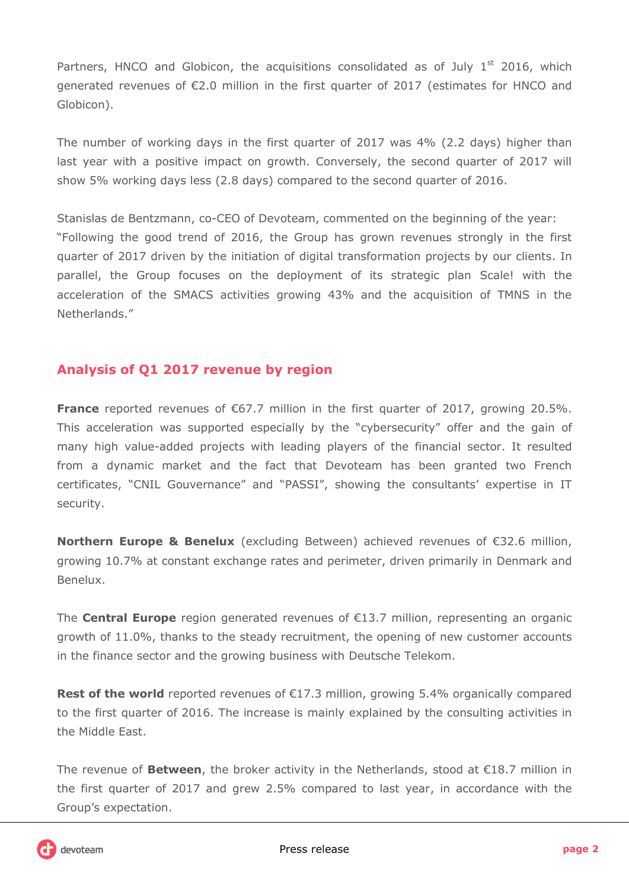Partners, HNCO and Globicon, the acquisitions consolidated as of July 1st 2016, which generated revenues of €2.0 million in the first quarter of 2017 (estimates for HNCO and Globicon).

The number of working days in the first quarter of 2017 was 4% (2.2 days) higher than last year with a positive impact on growth. Conversely, the second quarter of 2017 will show 5% working days less (2.8 days) compared to the second quarter of 2016.

Stanislas de Bentzmann, co-CEO of Devoteam, commented on the beginning of the year:
"Following the good trend of 2016, the Group has grown revenues strongly in the first quarter of 2017 driven by the initiation of digital transformation projects by our clients. In parallel, the Group focuses on the deployment of its strategic plan Scale! with the acceleration of the SMACS activities growing 43% and the acquisition of TMNS in the Netherlands."

## Analysis of Q1 2017 revenue by region

**France** reported revenues of €67.7 million in the first quarter of 2017, growing 20.5%. This acceleration was supported especially by the "cybersecurity" offer and the gain of many high value-added projects with leading players of the financial sector. It resulted from a dynamic market and the fact that Devoteam has been granted two French certificates, "CNIL Gouvernance" and "PASSI", showing the consultants' expertise in IT security.

**Northern Europe & Benelux** (excluding Between) achieved revenues of €32.6 million, growing 10.7% at constant exchange rates and perimeter, driven primarily in Denmark and Benelux.

The **Central Europe** region generated revenues of €13.7 million, representing an organic growth of 11.0%, thanks to the steady recruitment, the opening of new customer accounts in the finance sector and the growing business with Deutsche Telekom.

**Rest of the world** reported revenues of €17.3 million, growing 5.4% organically compared to the first quarter of 2016. The increase is mainly explained by the consulting activities in the Middle East.

The revenue of **Between**, the broker activity in the Netherlands, stood at €18.7 million in the first quarter of 2017 and grew 2.5% compared to last year, in accordance with the Group's expectation.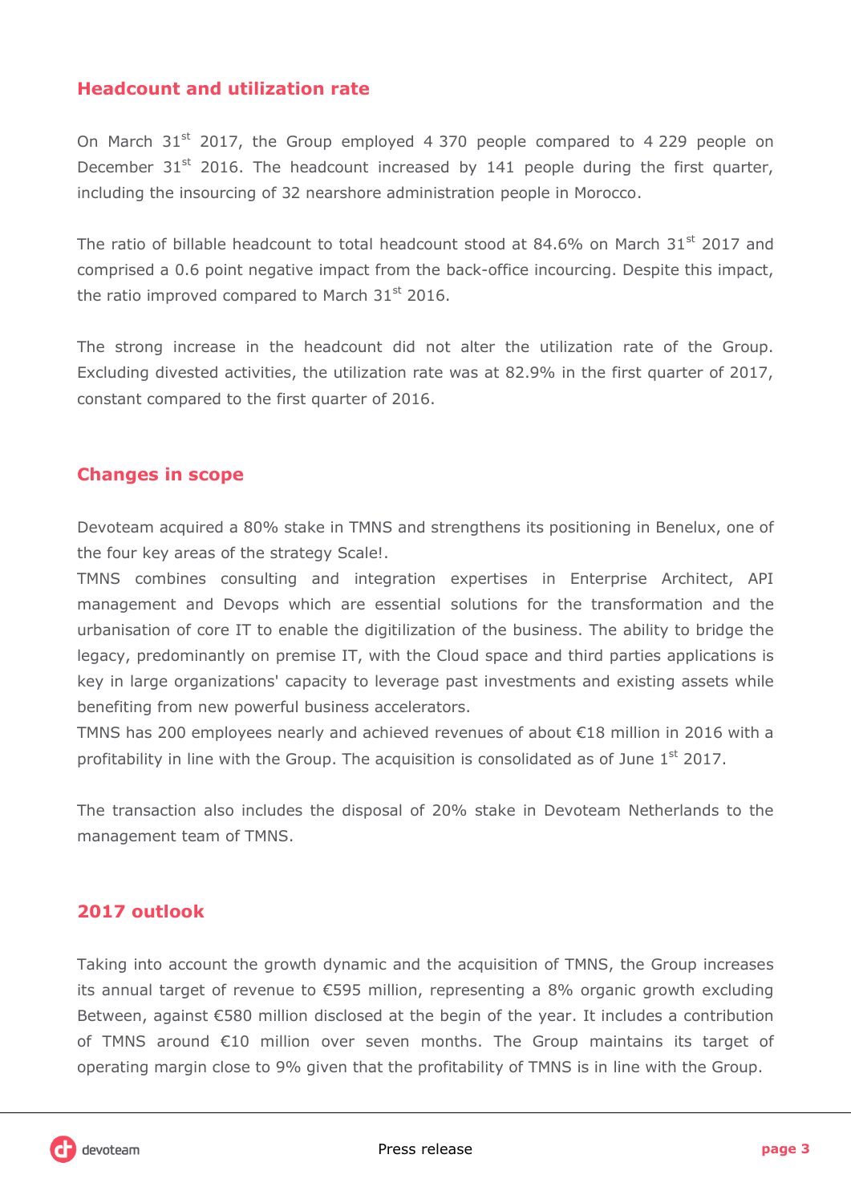## Headcount and utilization rate

On March 31st 2017, the Group employed 4 370 people compared to 4 229 people on December 31st 2016. The headcount increased by 141 people during the first quarter, including the insourcing of 32 nearshore administration people in Morocco.

The ratio of billable headcount to total headcount stood at 84.6% on March 31st 2017 and comprised a 0.6 point negative impact from the back-office incourcing. Despite this impact, the ratio improved compared to March 31st 2016.

The strong increase in the headcount did not alter the utilization rate of the Group. Excluding divested activities, the utilization rate was at 82.9% in the first quarter of 2017, constant compared to the first quarter of 2016.

## Changes in scope

Devoteam acquired a 80% stake in TMNS and strengthens its positioning in Benelux, one of the four key areas of the strategy Scale!.
TMNS combines consulting and integration expertises in Enterprise Architect, API management and Devops which are essential solutions for the transformation and the urbanisation of core IT to enable the digitilization of the business. The ability to bridge the legacy, predominantly on premise IT, with the Cloud space and third parties applications is key in large organizations' capacity to leverage past investments and existing assets while benefiting from new powerful business accelerators.
TMNS has 200 employees nearly and achieved revenues of about €18 million in 2016 with a profitability in line with the Group. The acquisition is consolidated as of June 1st 2017.

The transaction also includes the disposal of 20% stake in Devoteam Netherlands to the management team of TMNS.

## 2017 outlook

Taking into account the growth dynamic and the acquisition of TMNS, the Group increases its annual target of revenue to €595 million, representing a 8% organic growth excluding Between, against €580 million disclosed at the begin of the year. It includes a contribution of TMNS around €10 million over seven months. The Group maintains its target of operating margin close to 9% given that the profitability of TMNS is in line with the Group.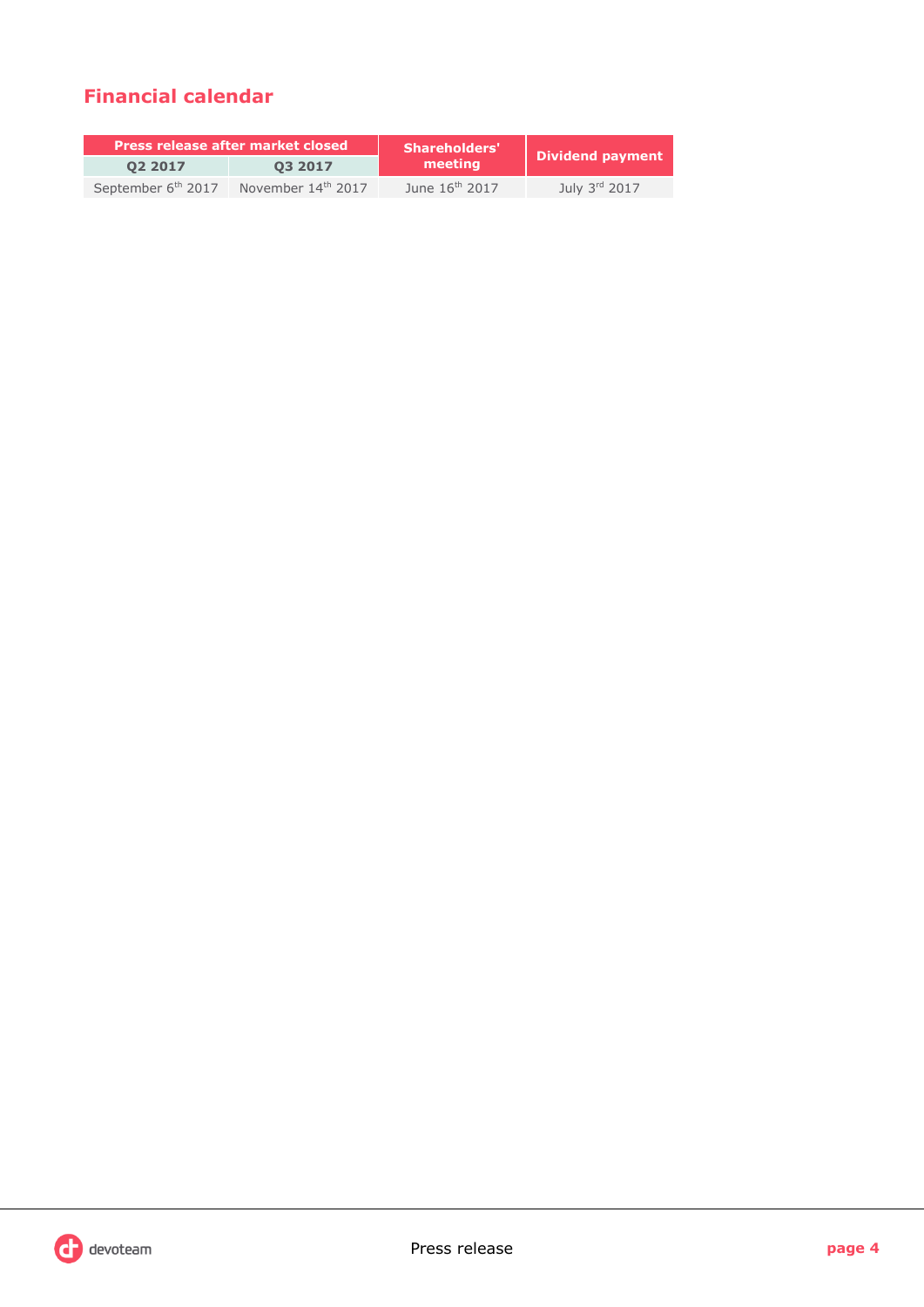## Financial calendar

| Press release after market closed | | Shareholders' meeting | Dividend payment |
|---|---|---|---|
| Q2 2017 | Q3 2017 | | |
| September 6th 2017 | November 14th 2017 | June 16th 2017 | July 3rd 2017 |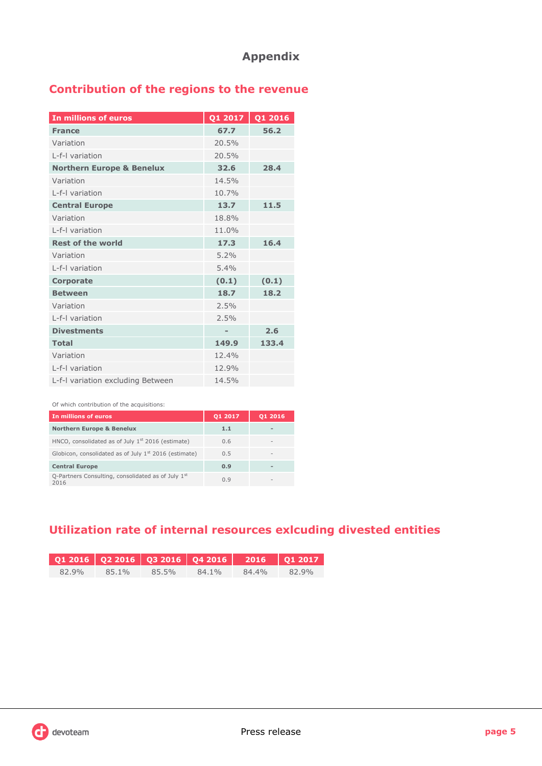# Appendix

## Contribution of the regions to the revenue

| In millions of euros | Q1 2017 | Q1 2016 |
|---|---|---|
| **France** | **67.7** | **56.2** |
| Variation | 20.5% | |
| L-f-l variation | 20.5% | |
| **Northern Europe & Benelux** | **32.6** | **28.4** |
| Variation | 14.5% | |
| L-f-l variation | 10.7% | |
| **Central Europe** | **13.7** | **11.5** |
| Variation | 18.8% | |
| L-f-l variation | 11.0% | |
| **Rest of the world** | **17.3** | **16.4** |
| Variation | 5.2% | |
| L-f-l variation | 5.4% | |
| **Corporate** | **(0.1)** | **(0.1)** |
| **Between** | **18.7** | **18.2** |
| Variation | 2.5% | |
| L-f-l variation | 2.5% | |
| **Divestments** | **-** | **2.6** |
| **Total** | **149.9** | **133.4** |
| Variation | 12.4% | |
| L-f-l variation | 12.9% | |
| L-f-l variation excluding Between | 14.5% | |

Of which contribution of the acquisitions:

| In millions of euros | Q1 2017 | Q1 2016 |
|---|---|---|
| **Northern Europe & Benelux** | **1.1** | **-** |
| HNCO, consolidated as of July 1st 2016 (estimate) | 0.6 | - |
| Globicon, consolidated as of July 1st 2016 (estimate) | 0.5 | - |
| **Central Europe** | **0.9** | **-** |
| Q-Partners Consulting, consolidated as of July 1st 2016 | 0.9 | - |

## Utilization rate of internal resources exlcuding divested entities

| Q1 2016 | Q2 2016 | Q3 2016 | Q4 2016 | 2016 | Q1 2017 |
|---|---|---|---|---|---|
| 82.9% | 85.1% | 85.5% | 84.1% | 84.4% | 82.9% |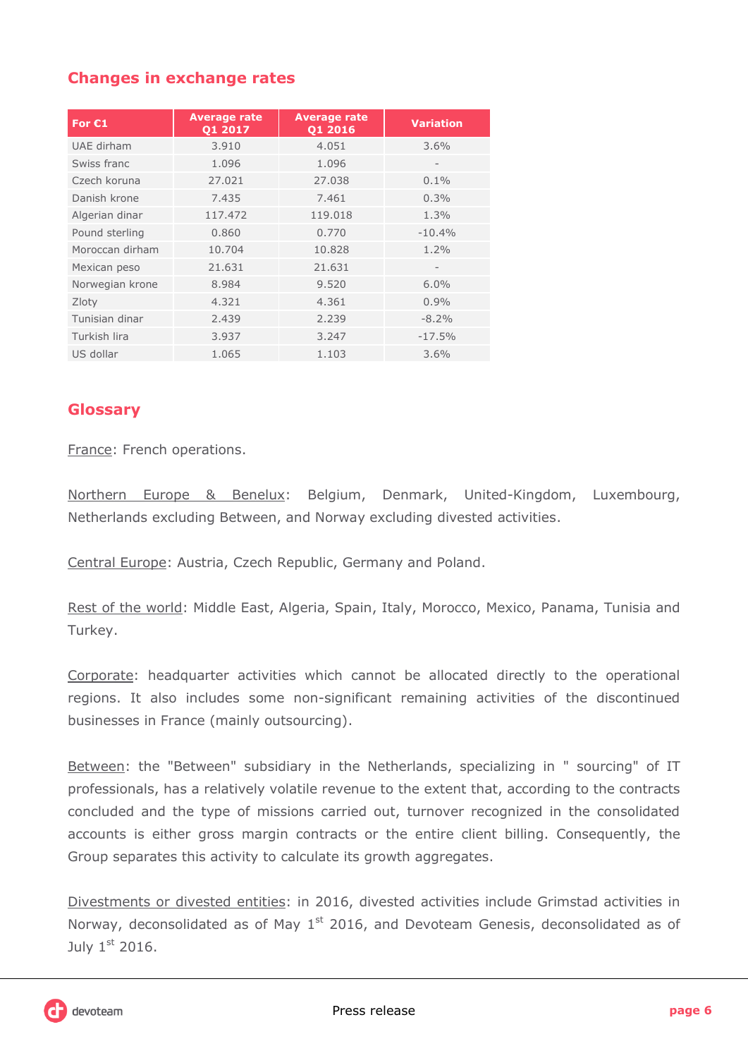## Changes in exchange rates

| For €1 | Average rate Q1 2017 | Average rate Q1 2016 | Variation |
|---|---|---|---|
| UAE dirham | 3.910 | 4.051 | 3.6% |
| Swiss franc | 1.096 | 1.096 | - |
| Czech koruna | 27.021 | 27.038 | 0.1% |
| Danish krone | 7.435 | 7.461 | 0.3% |
| Algerian dinar | 117.472 | 119.018 | 1.3% |
| Pound sterling | 0.860 | 0.770 | -10.4% |
| Moroccan dirham | 10.704 | 10.828 | 1.2% |
| Mexican peso | 21.631 | 21.631 | - |
| Norwegian krone | 8.984 | 9.520 | 6.0% |
| Zloty | 4.321 | 4.361 | 0.9% |
| Tunisian dinar | 2.439 | 2.239 | -8.2% |
| Turkish lira | 3.937 | 3.247 | -17.5% |
| US dollar | 1.065 | 1.103 | 3.6% |

## Glossary

France: French operations.

Northern Europe & Benelux: Belgium, Denmark, United-Kingdom, Luxembourg, Netherlands excluding Between, and Norway excluding divested activities.

Central Europe: Austria, Czech Republic, Germany and Poland.

Rest of the world: Middle East, Algeria, Spain, Italy, Morocco, Mexico, Panama, Tunisia and Turkey.

Corporate: headquarter activities which cannot be allocated directly to the operational regions. It also includes some non-significant remaining activities of the discontinued businesses in France (mainly outsourcing).

Between: the "Between" subsidiary in the Netherlands, specializing in " sourcing" of IT professionals, has a relatively volatile revenue to the extent that, according to the contracts concluded and the type of missions carried out, turnover recognized in the consolidated accounts is either gross margin contracts or the entire client billing. Consequently, the Group separates this activity to calculate its growth aggregates.

Divestments or divested entities: in 2016, divested activities include Grimstad activities in Norway, deconsolidated as of May 1st 2016, and Devoteam Genesis, deconsolidated as of July 1st 2016.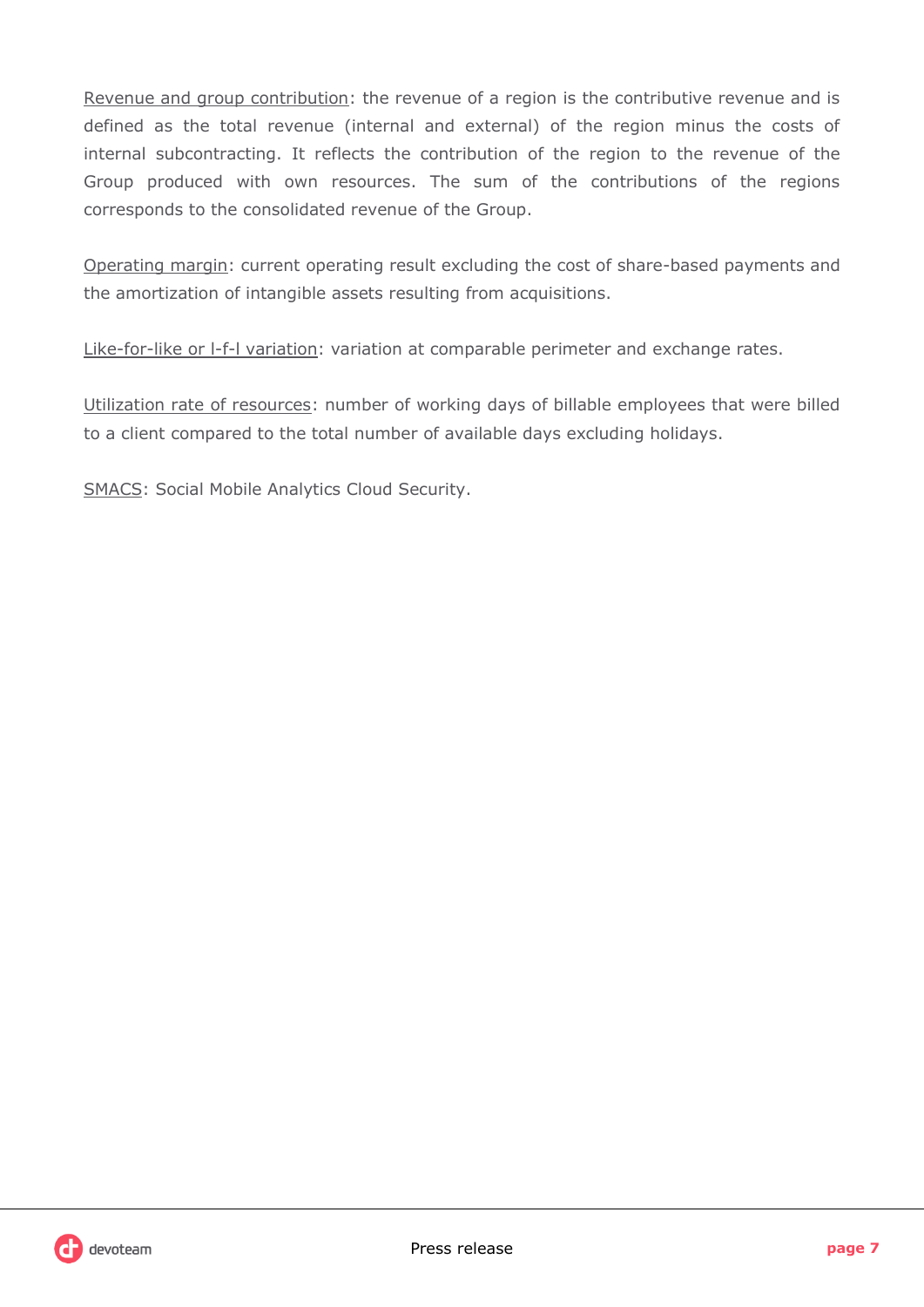Revenue and group contribution: the revenue of a region is the contributive revenue and is defined as the total revenue (internal and external) of the region minus the costs of internal subcontracting. It reflects the contribution of the region to the revenue of the Group produced with own resources. The sum of the contributions of the regions corresponds to the consolidated revenue of the Group.

Operating margin: current operating result excluding the cost of share-based payments and the amortization of intangible assets resulting from acquisitions.

Like-for-like or l-f-l variation: variation at comparable perimeter and exchange rates.

Utilization rate of resources: number of working days of billable employees that were billed to a client compared to the total number of available days excluding holidays.

SMACS: Social Mobile Analytics Cloud Security.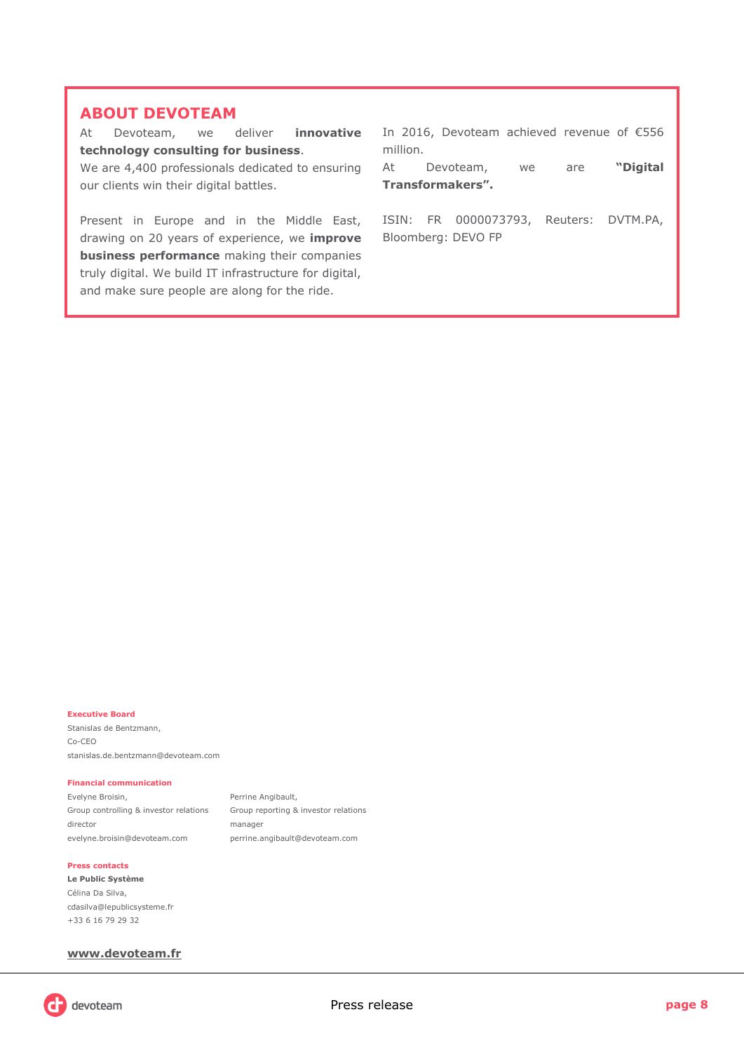## ABOUT DEVOTEAM

At Devoteam, we deliver **innovative technology consulting for business**.
We are 4,400 professionals dedicated to ensuring our clients win their digital battles.

Present in Europe and in the Middle East, drawing on 20 years of experience, we **improve business performance** making their companies truly digital. We build IT infrastructure for digital, and make sure people are along for the ride.

In 2016, Devoteam achieved revenue of €556 million.
At Devoteam, we are **"Digital Transformakers".**

ISIN: FR 0000073793, Reuters: DVTM.PA, Bloomberg: DEVO FP

**Executive Board**
Stanislas de Bentzmann,
Co-CEO
stanislas.de.bentzmann@devoteam.com

**Financial communication**
Evelyne Broisin,
Group controlling & investor relations director
evelyne.broisin@devoteam.com

Perrine Angibault,
Group reporting & investor relations manager
perrine.angibault@devoteam.com

**Press contacts**
**Le Public Système**
Célina Da Silva,
cdasilva@lepublicsysteme.fr
+33 6 16 79 29 32

**www.devoteam.fr**